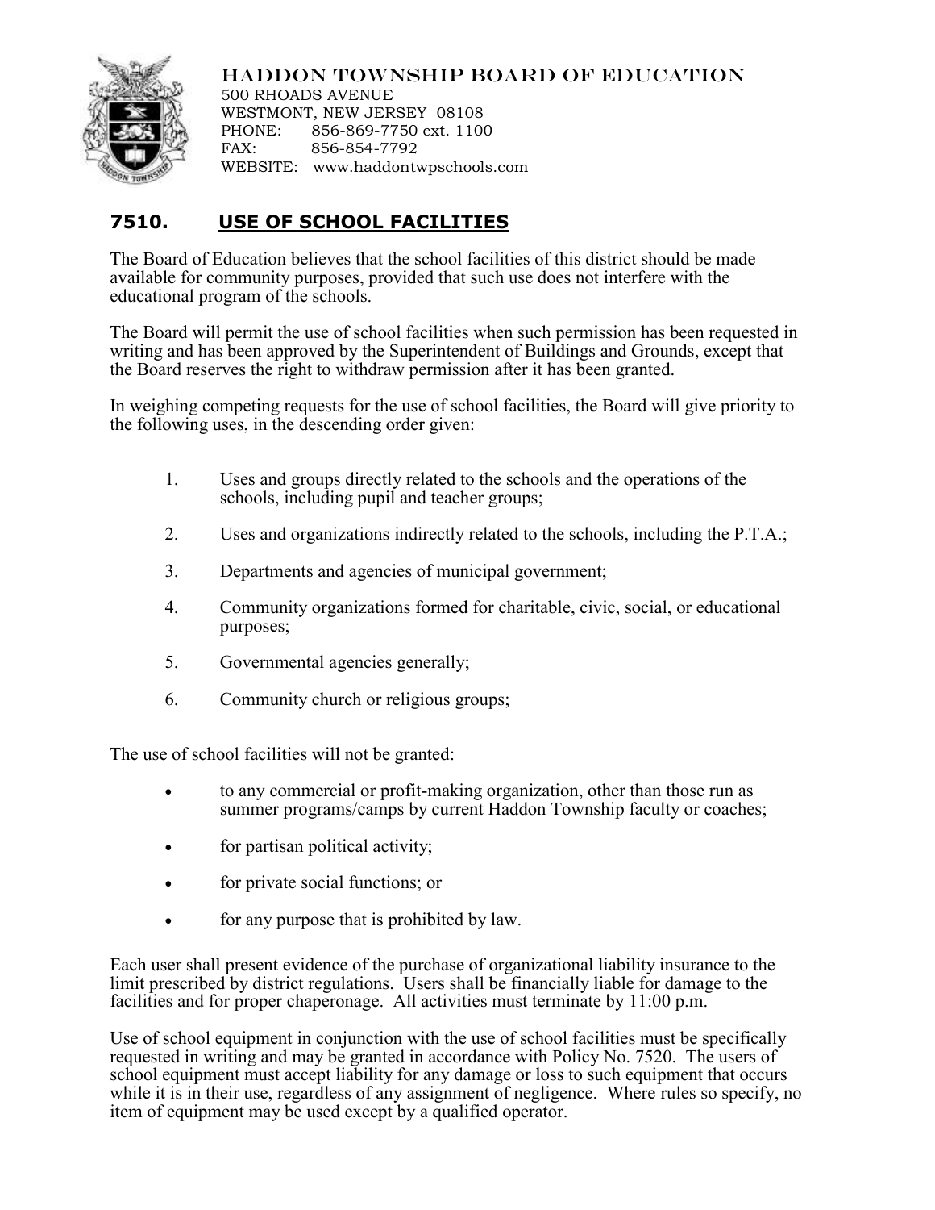HADDON TOWNSHIP BOARD OF EDUCATION
500 RHOADS AVENUE
WESTMONT, NEW JERSEY 08108
PHONE: 856-869-7750 ext. 1100
FAX: 856-854-7792
WEBSITE: www.haddontwpschools.com

# 7510. USE OF SCHOOL FACILITIES

The Board of Education believes that the school facilities of this district should be made available for community purposes, provided that such use does not interfere with the educational program of the schools.

The Board will permit the use of school facilities when such permission has been requested in writing and has been approved by the Superintendent of Buildings and Grounds, except that the Board reserves the right to withdraw permission after it has been granted.

In weighing competing requests for the use of school facilities, the Board will give priority to the following uses, in the descending order given:

1. Uses and groups directly related to the schools and the operations of the schools, including pupil and teacher groups;
2. Uses and organizations indirectly related to the schools, including the P.T.A.;
3. Departments and agencies of municipal government;
4. Community organizations formed for charitable, civic, social, or educational purposes;
5. Governmental agencies generally;
6. Community church or religious groups;

The use of school facilities will not be granted:

- to any commercial or profit-making organization, other than those run as summer programs/camps by current Haddon Township faculty or coaches;
- for partisan political activity;
- for private social functions; or
- for any purpose that is prohibited by law.

Each user shall present evidence of the purchase of organizational liability insurance to the limit prescribed by district regulations. Users shall be financially liable for damage to the facilities and for proper chaperonage. All activities must terminate by 11:00 p.m.

Use of school equipment in conjunction with the use of school facilities must be specifically requested in writing and may be granted in accordance with Policy No. 7520. The users of school equipment must accept liability for any damage or loss to such equipment that occurs while it is in their use, regardless of any assignment of negligence. Where rules so specify, no item of equipment may be used except by a qualified operator.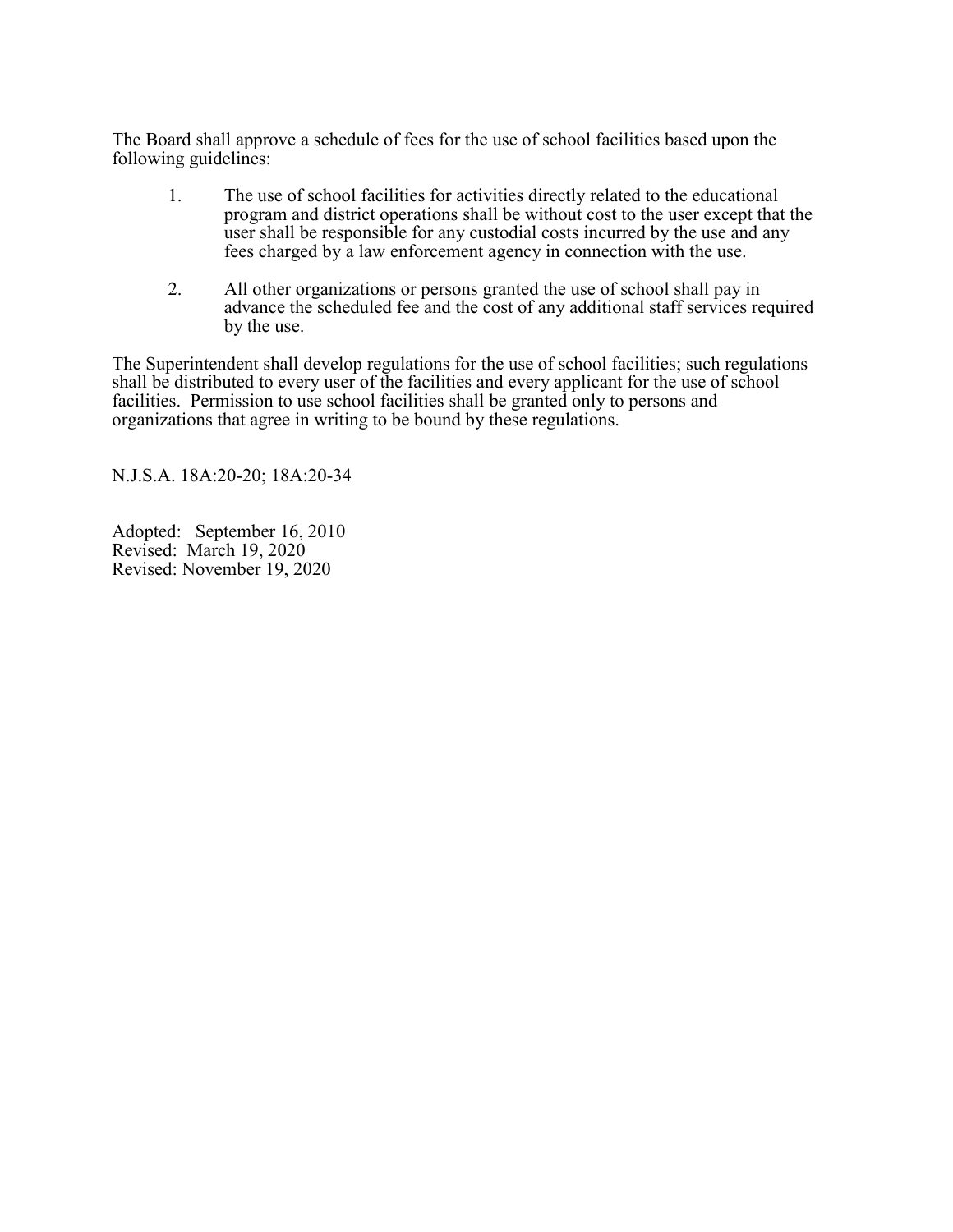The Board shall approve a schedule of fees for the use of school facilities based upon the following guidelines:

1. The use of school facilities for activities directly related to the educational program and district operations shall be without cost to the user except that the user shall be responsible for any custodial costs incurred by the use and any fees charged by a law enforcement agency in connection with the use.

2. All other organizations or persons granted the use of school shall pay in advance the scheduled fee and the cost of any additional staff services required by the use.

The Superintendent shall develop regulations for the use of school facilities; such regulations shall be distributed to every user of the facilities and every applicant for the use of school facilities. Permission to use school facilities shall be granted only to persons and organizations that agree in writing to be bound by these regulations.

N.J.S.A. 18A:20-20; 18A:20-34

Adopted: September 16, 2010
Revised: March 19, 2020
Revised: November 19, 2020